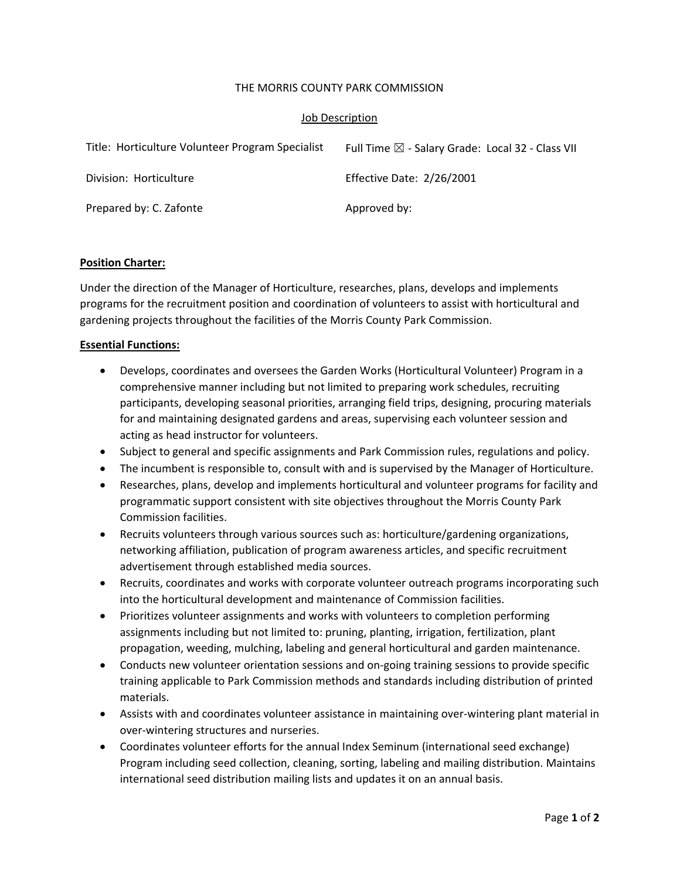THE MORRIS COUNTY PARK COMMISSION

Job Description

| Title: Horticulture Volunteer Program Specialist | Full Time ☒ - Salary Grade: Local 32 - Class VII |
|---|---|
| Division: Horticulture | Effective Date: 2/26/2001 |
| Prepared by: C. Zafonte | Approved by: |

**Position Charter:**

Under the direction of the Manager of Horticulture, researches, plans, develops and implements programs for the recruitment position and coordination of volunteers to assist with horticultural and gardening projects throughout the facilities of the Morris County Park Commission.

**Essential Functions:**

- Develops, coordinates and oversees the Garden Works (Horticultural Volunteer) Program in a comprehensive manner including but not limited to preparing work schedules, recruiting participants, developing seasonal priorities, arranging field trips, designing, procuring materials for and maintaining designated gardens and areas, supervising each volunteer session and acting as head instructor for volunteers.
- Subject to general and specific assignments and Park Commission rules, regulations and policy.
- The incumbent is responsible to, consult with and is supervised by the Manager of Horticulture.
- Researches, plans, develop and implements horticultural and volunteer programs for facility and programmatic support consistent with site objectives throughout the Morris County Park Commission facilities.
- Recruits volunteers through various sources such as: horticulture/gardening organizations, networking affiliation, publication of program awareness articles, and specific recruitment advertisement through established media sources.
- Recruits, coordinates and works with corporate volunteer outreach programs incorporating such into the horticultural development and maintenance of Commission facilities.
- Prioritizes volunteer assignments and works with volunteers to completion performing assignments including but not limited to: pruning, planting, irrigation, fertilization, plant propagation, weeding, mulching, labeling and general horticultural and garden maintenance.
- Conducts new volunteer orientation sessions and on-going training sessions to provide specific training applicable to Park Commission methods and standards including distribution of printed materials.
- Assists with and coordinates volunteer assistance in maintaining over-wintering plant material in over-wintering structures and nurseries.
- Coordinates volunteer efforts for the annual Index Seminum (international seed exchange) Program including seed collection, cleaning, sorting, labeling and mailing distribution. Maintains international seed distribution mailing lists and updates it on an annual basis.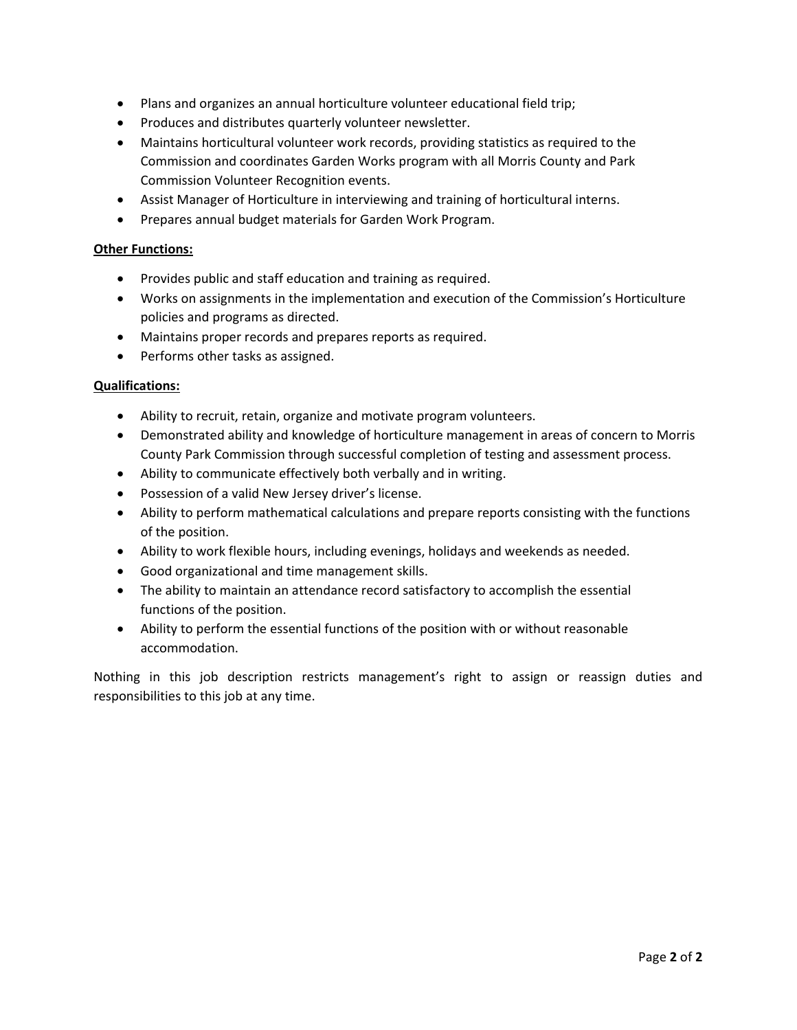- Plans and organizes an annual horticulture volunteer educational field trip;
- Produces and distributes quarterly volunteer newsletter.
- Maintains horticultural volunteer work records, providing statistics as required to the Commission and coordinates Garden Works program with all Morris County and Park Commission Volunteer Recognition events.
- Assist Manager of Horticulture in interviewing and training of horticultural interns.
- Prepares annual budget materials for Garden Work Program.

**Other Functions:**

- Provides public and staff education and training as required.
- Works on assignments in the implementation and execution of the Commission's Horticulture policies and programs as directed.
- Maintains proper records and prepares reports as required.
- Performs other tasks as assigned.

**Qualifications:**

- Ability to recruit, retain, organize and motivate program volunteers.
- Demonstrated ability and knowledge of horticulture management in areas of concern to Morris County Park Commission through successful completion of testing and assessment process.
- Ability to communicate effectively both verbally and in writing.
- Possession of a valid New Jersey driver's license.
- Ability to perform mathematical calculations and prepare reports consisting with the functions of the position.
- Ability to work flexible hours, including evenings, holidays and weekends as needed.
- Good organizational and time management skills.
- The ability to maintain an attendance record satisfactory to accomplish the essential functions of the position.
- Ability to perform the essential functions of the position with or without reasonable accommodation.

Nothing in this job description restricts management's right to assign or reassign duties and responsibilities to this job at any time.